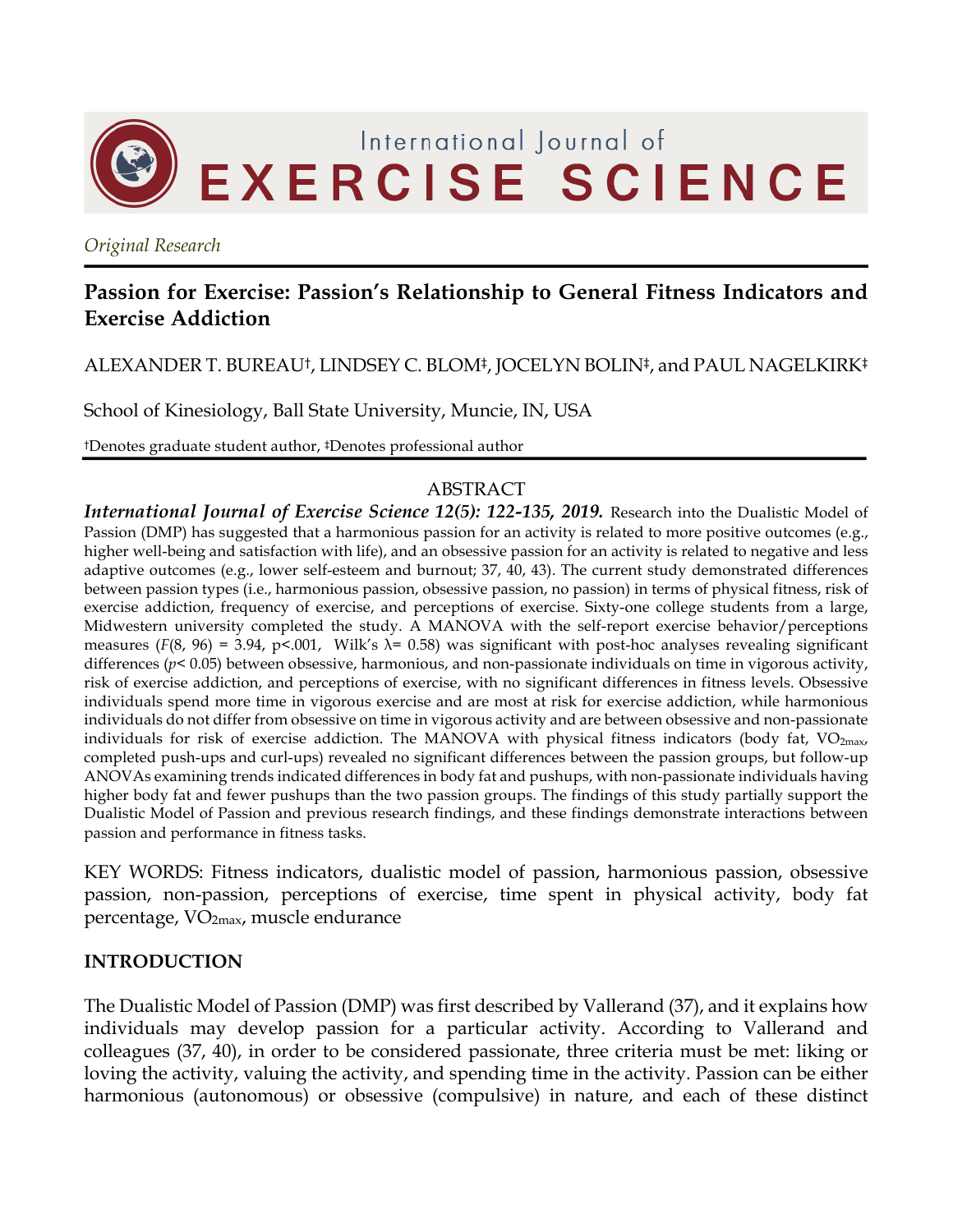International Journal of EXERCISE SCIENCE

*Original Research*

# Passion for Exercise: Passion's Relationship to General Fitness Indicators and Exercise Addiction

ALEXANDER T. BUREAU†, LINDSEY C. BLOM‡, JOCELYN BOLIN‡, and PAUL NAGELKIRK‡

School of Kinesiology, Ball State University, Muncie, IN, USA

†Denotes graduate student author, ‡Denotes professional author

## ABSTRACT

***International Journal of Exercise Science 12(5): 122-135, 2019.*** Research into the Dualistic Model of Passion (DMP) has suggested that a harmonious passion for an activity is related to more positive outcomes (e.g., higher well-being and satisfaction with life), and an obsessive passion for an activity is related to negative and less adaptive outcomes (e.g., lower self-esteem and burnout; 37, 40, 43). The current study demonstrated differences between passion types (i.e., harmonious passion, obsessive passion, no passion) in terms of physical fitness, risk of exercise addiction, frequency of exercise, and perceptions of exercise. Sixty-one college students from a large, Midwestern university completed the study. A MANOVA with the self-report exercise behavior/perceptions measures ($F(8, 96) = 3.94$, $p<.001$, Wilk's $\lambda = 0.58$) was significant with post-hoc analyses revealing significant differences ($p < 0.05$) between obsessive, harmonious, and non-passionate individuals on time in vigorous activity, risk of exercise addiction, and perceptions of exercise, with no significant differences in fitness levels. Obsessive individuals spend more time in vigorous exercise and are most at risk for exercise addiction, while harmonious individuals do not differ from obsessive on time in vigorous activity and are between obsessive and non-passionate individuals for risk of exercise addiction. The MANOVA with physical fitness indicators (body fat, $VO_{2max}$, completed push-ups and curl-ups) revealed no significant differences between the passion groups, but follow-up ANOVAs examining trends indicated differences in body fat and pushups, with non-passionate individuals having higher body fat and fewer pushups than the two passion groups. The findings of this study partially support the Dualistic Model of Passion and previous research findings, and these findings demonstrate interactions between passion and performance in fitness tasks.

KEY WORDS: Fitness indicators, dualistic model of passion, harmonious passion, obsessive passion, non-passion, perceptions of exercise, time spent in physical activity, body fat percentage, $VO_{2max}$, muscle endurance

## INTRODUCTION

The Dualistic Model of Passion (DMP) was first described by Vallerand (37), and it explains how individuals may develop passion for a particular activity. According to Vallerand and colleagues (37, 40), in order to be considered passionate, three criteria must be met: liking or loving the activity, valuing the activity, and spending time in the activity. Passion can be either harmonious (autonomous) or obsessive (compulsive) in nature, and each of these distinct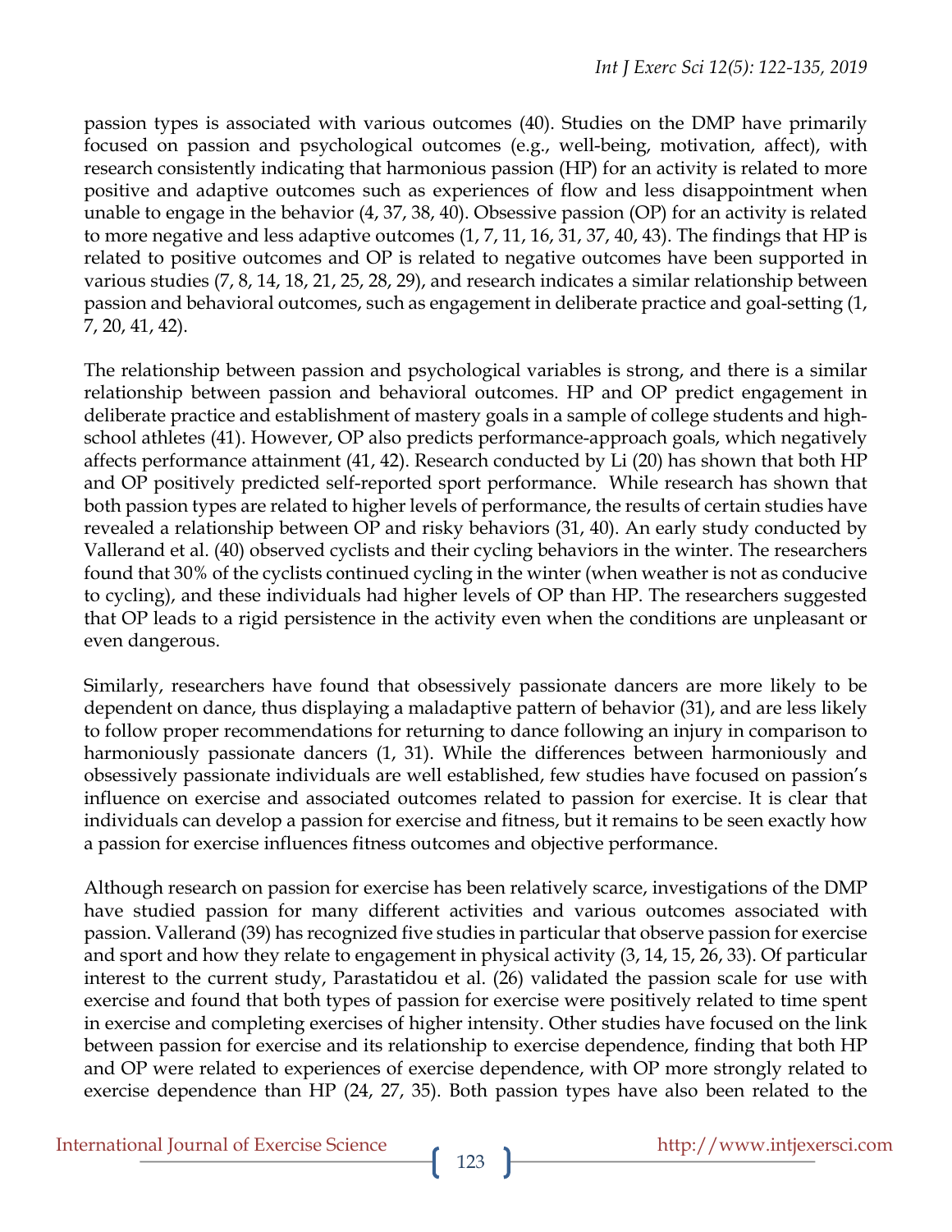passion types is associated with various outcomes (40). Studies on the DMP have primarily focused on passion and psychological outcomes (e.g., well-being, motivation, affect), with research consistently indicating that harmonious passion (HP) for an activity is related to more positive and adaptive outcomes such as experiences of flow and less disappointment when unable to engage in the behavior (4, 37, 38, 40). Obsessive passion (OP) for an activity is related to more negative and less adaptive outcomes (1, 7, 11, 16, 31, 37, 40, 43). The findings that HP is related to positive outcomes and OP is related to negative outcomes have been supported in various studies (7, 8, 14, 18, 21, 25, 28, 29), and research indicates a similar relationship between passion and behavioral outcomes, such as engagement in deliberate practice and goal-setting (1, 7, 20, 41, 42).

The relationship between passion and psychological variables is strong, and there is a similar relationship between passion and behavioral outcomes. HP and OP predict engagement in deliberate practice and establishment of mastery goals in a sample of college students and high-school athletes (41). However, OP also predicts performance-approach goals, which negatively affects performance attainment (41, 42). Research conducted by Li (20) has shown that both HP and OP positively predicted self-reported sport performance. While research has shown that both passion types are related to higher levels of performance, the results of certain studies have revealed a relationship between OP and risky behaviors (31, 40). An early study conducted by Vallerand et al. (40) observed cyclists and their cycling behaviors in the winter. The researchers found that 30% of the cyclists continued cycling in the winter (when weather is not as conducive to cycling), and these individuals had higher levels of OP than HP. The researchers suggested that OP leads to a rigid persistence in the activity even when the conditions are unpleasant or even dangerous.

Similarly, researchers have found that obsessively passionate dancers are more likely to be dependent on dance, thus displaying a maladaptive pattern of behavior (31), and are less likely to follow proper recommendations for returning to dance following an injury in comparison to harmoniously passionate dancers (1, 31). While the differences between harmoniously and obsessively passionate individuals are well established, few studies have focused on passion's influence on exercise and associated outcomes related to passion for exercise. It is clear that individuals can develop a passion for exercise and fitness, but it remains to be seen exactly how a passion for exercise influences fitness outcomes and objective performance.

Although research on passion for exercise has been relatively scarce, investigations of the DMP have studied passion for many different activities and various outcomes associated with passion. Vallerand (39) has recognized five studies in particular that observe passion for exercise and sport and how they relate to engagement in physical activity (3, 14, 15, 26, 33). Of particular interest to the current study, Parastatidou et al. (26) validated the passion scale for use with exercise and found that both types of passion for exercise were positively related to time spent in exercise and completing exercises of higher intensity. Other studies have focused on the link between passion for exercise and its relationship to exercise dependence, finding that both HP and OP were related to experiences of exercise dependence, with OP more strongly related to exercise dependence than HP (24, 27, 35). Both passion types have also been related to the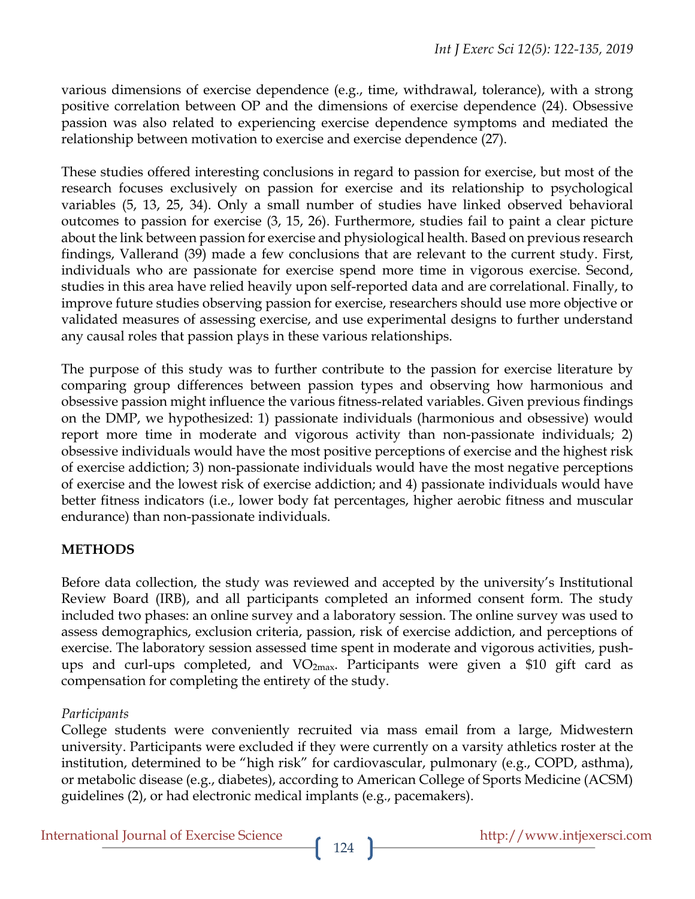various dimensions of exercise dependence (e.g., time, withdrawal, tolerance), with a strong positive correlation between OP and the dimensions of exercise dependence (24). Obsessive passion was also related to experiencing exercise dependence symptoms and mediated the relationship between motivation to exercise and exercise dependence (27).

These studies offered interesting conclusions in regard to passion for exercise, but most of the research focuses exclusively on passion for exercise and its relationship to psychological variables (5, 13, 25, 34). Only a small number of studies have linked observed behavioral outcomes to passion for exercise (3, 15, 26). Furthermore, studies fail to paint a clear picture about the link between passion for exercise and physiological health. Based on previous research findings, Vallerand (39) made a few conclusions that are relevant to the current study. First, individuals who are passionate for exercise spend more time in vigorous exercise. Second, studies in this area have relied heavily upon self-reported data and are correlational. Finally, to improve future studies observing passion for exercise, researchers should use more objective or validated measures of assessing exercise, and use experimental designs to further understand any causal roles that passion plays in these various relationships.

The purpose of this study was to further contribute to the passion for exercise literature by comparing group differences between passion types and observing how harmonious and obsessive passion might influence the various fitness-related variables. Given previous findings on the DMP, we hypothesized: 1) passionate individuals (harmonious and obsessive) would report more time in moderate and vigorous activity than non-passionate individuals; 2) obsessive individuals would have the most positive perceptions of exercise and the highest risk of exercise addiction; 3) non-passionate individuals would have the most negative perceptions of exercise and the lowest risk of exercise addiction; and 4) passionate individuals would have better fitness indicators (i.e., lower body fat percentages, higher aerobic fitness and muscular endurance) than non-passionate individuals.

## METHODS

Before data collection, the study was reviewed and accepted by the university's Institutional Review Board (IRB), and all participants completed an informed consent form. The study included two phases: an online survey and a laboratory session. The online survey was used to assess demographics, exclusion criteria, passion, risk of exercise addiction, and perceptions of exercise. The laboratory session assessed time spent in moderate and vigorous activities, push-ups and curl-ups completed, and $VO_{2max}$. Participants were given a $10 gift card as compensation for completing the entirety of the study.

### *Participants*

College students were conveniently recruited via mass email from a large, Midwestern university. Participants were excluded if they were currently on a varsity athletics roster at the institution, determined to be "high risk" for cardiovascular, pulmonary (e.g., COPD, asthma), or metabolic disease (e.g., diabetes), according to American College of Sports Medicine (ACSM) guidelines (2), or had electronic medical implants (e.g., pacemakers).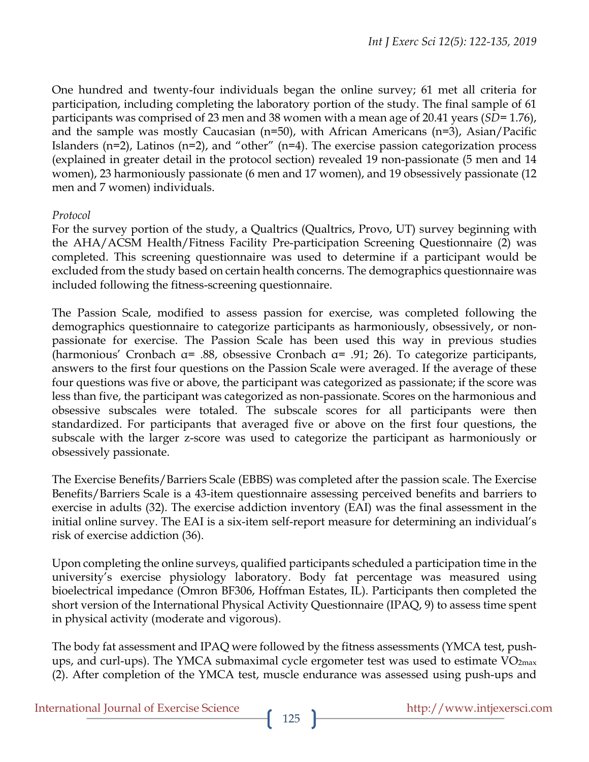One hundred and twenty-four individuals began the online survey; 61 met all criteria for participation, including completing the laboratory portion of the study. The final sample of 61 participants was comprised of 23 men and 38 women with a mean age of 20.41 years (*SD*= 1.76), and the sample was mostly Caucasian (n=50), with African Americans (n=3), Asian/Pacific Islanders (n=2), Latinos (n=2), and "other" (n=4). The exercise passion categorization process (explained in greater detail in the protocol section) revealed 19 non-passionate (5 men and 14 women), 23 harmoniously passionate (6 men and 17 women), and 19 obsessively passionate (12 men and 7 women) individuals.

*Protocol*

For the survey portion of the study, a Qualtrics (Qualtrics, Provo, UT) survey beginning with the AHA/ACSM Health/Fitness Facility Pre-participation Screening Questionnaire (2) was completed. This screening questionnaire was used to determine if a participant would be excluded from the study based on certain health concerns. The demographics questionnaire was included following the fitness-screening questionnaire.

The Passion Scale, modified to assess passion for exercise, was completed following the demographics questionnaire to categorize participants as harmoniously, obsessively, or non-passionate for exercise. The Passion Scale has been used this way in previous studies (harmonious' Cronbach α= .88, obsessive Cronbach α= .91; 26). To categorize participants, answers to the first four questions on the Passion Scale were averaged. If the average of these four questions was five or above, the participant was categorized as passionate; if the score was less than five, the participant was categorized as non-passionate. Scores on the harmonious and obsessive subscales were totaled. The subscale scores for all participants were then standardized. For participants that averaged five or above on the first four questions, the subscale with the larger z-score was used to categorize the participant as harmoniously or obsessively passionate.

The Exercise Benefits/Barriers Scale (EBBS) was completed after the passion scale. The Exercise Benefits/Barriers Scale is a 43-item questionnaire assessing perceived benefits and barriers to exercise in adults (32). The exercise addiction inventory (EAI) was the final assessment in the initial online survey. The EAI is a six-item self-report measure for determining an individual's risk of exercise addiction (36).

Upon completing the online surveys, qualified participants scheduled a participation time in the university's exercise physiology laboratory. Body fat percentage was measured using bioelectrical impedance (Omron BF306, Hoffman Estates, IL). Participants then completed the short version of the International Physical Activity Questionnaire (IPAQ, 9) to assess time spent in physical activity (moderate and vigorous).

The body fat assessment and IPAQ were followed by the fitness assessments (YMCA test, push-ups, and curl-ups). The YMCA submaximal cycle ergometer test was used to estimate $VO_{2max}$ (2). After completion of the YMCA test, muscle endurance was assessed using push-ups and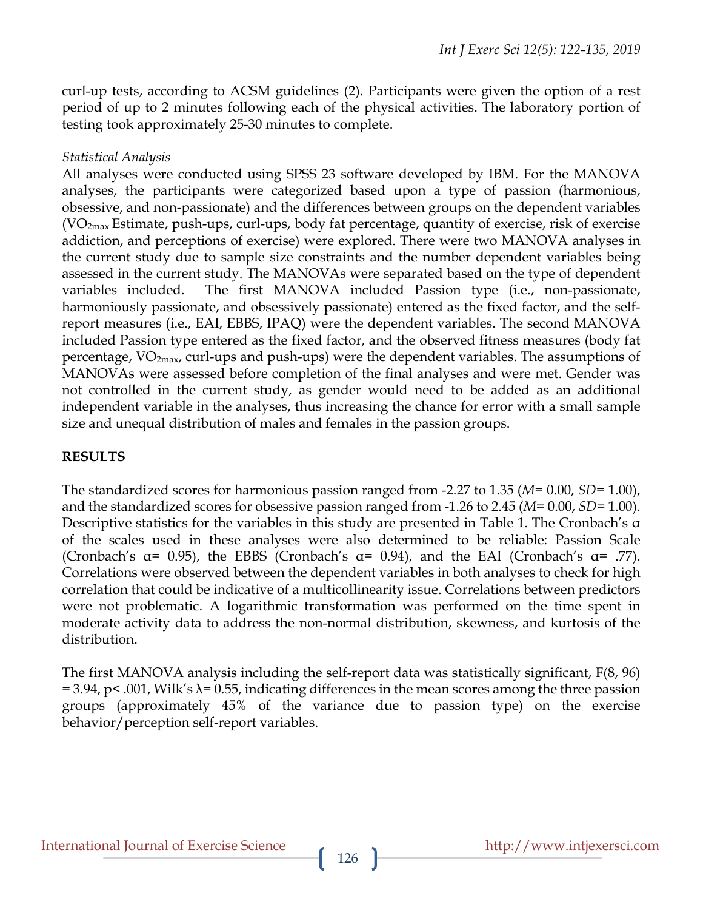curl-up tests, according to ACSM guidelines (2). Participants were given the option of a rest period of up to 2 minutes following each of the physical activities. The laboratory portion of testing took approximately 25-30 minutes to complete.

*Statistical Analysis*

All analyses were conducted using SPSS 23 software developed by IBM. For the MANOVA analyses, the participants were categorized based upon a type of passion (harmonious, obsessive, and non-passionate) and the differences between groups on the dependent variables ($VO_{2max}$ Estimate, push-ups, curl-ups, body fat percentage, quantity of exercise, risk of exercise addiction, and perceptions of exercise) were explored. There were two MANOVA analyses in the current study due to sample size constraints and the number dependent variables being assessed in the current study. The MANOVAs were separated based on the type of dependent variables included. The first MANOVA included Passion type (i.e., non-passionate, harmoniously passionate, and obsessively passionate) entered as the fixed factor, and the self-report measures (i.e., EAI, EBBS, IPAQ) were the dependent variables. The second MANOVA included Passion type entered as the fixed factor, and the observed fitness measures (body fat percentage, $VO_{2max}$, curl-ups and push-ups) were the dependent variables. The assumptions of MANOVAs were assessed before completion of the final analyses and were met. Gender was not controlled in the current study, as gender would need to be added as an additional independent variable in the analyses, thus increasing the chance for error with a small sample size and unequal distribution of males and females in the passion groups.

## RESULTS

The standardized scores for harmonious passion ranged from -2.27 to 1.35 (*M*= 0.00, *SD*= 1.00), and the standardized scores for obsessive passion ranged from -1.26 to 2.45 (*M*= 0.00, *SD*= 1.00). Descriptive statistics for the variables in this study are presented in Table 1. The Cronbach's α of the scales used in these analyses were also determined to be reliable: Passion Scale (Cronbach's α= 0.95), the EBBS (Cronbach's α= 0.94), and the EAI (Cronbach's α= .77). Correlations were observed between the dependent variables in both analyses to check for high correlation that could be indicative of a multicollinearity issue. Correlations between predictors were not problematic. A logarithmic transformation was performed on the time spent in moderate activity data to address the non-normal distribution, skewness, and kurtosis of the distribution.

The first MANOVA analysis including the self-report data was statistically significant, $F(8, 96) = 3.94$, $p < .001$, Wilk's $\lambda = 0.55$, indicating differences in the mean scores among the three passion groups (approximately 45% of the variance due to passion type) on the exercise behavior/perception self-report variables.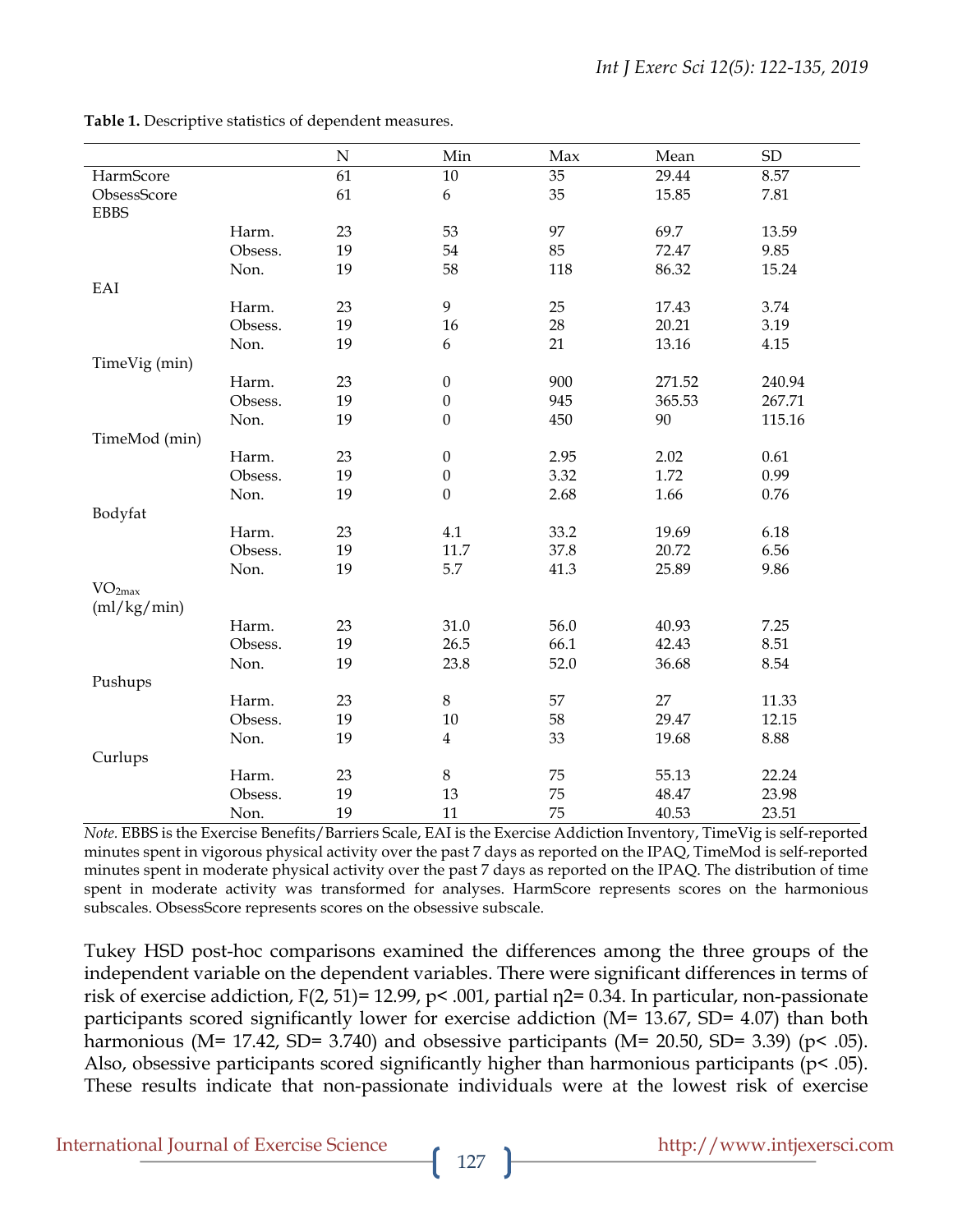**Table 1.** Descriptive statistics of dependent measures.

| | | N | Min | Max | Mean | SD |
|---|---|---|---|---|---|---|
| HarmScore | | 61 | 10 | 35 | 29.44 | 8.57 |
| ObsessScore | | 61 | 6 | 35 | 15.85 | 7.81 |
| EBBS | | | | | | |
| | Harm. | 23 | 53 | 97 | 69.7 | 13.59 |
| | Obsess. | 19 | 54 | 85 | 72.47 | 9.85 |
| | Non. | 19 | 58 | 118 | 86.32 | 15.24 |
| EAI | | | | | | |
| | Harm. | 23 | 9 | 25 | 17.43 | 3.74 |
| | Obsess. | 19 | 16 | 28 | 20.21 | 3.19 |
| | Non. | 19 | 6 | 21 | 13.16 | 4.15 |
| TimeVig (min) | | | | | | |
| | Harm. | 23 | 0 | 900 | 271.52 | 240.94 |
| | Obsess. | 19 | 0 | 945 | 365.53 | 267.71 |
| | Non. | 19 | 0 | 450 | 90 | 115.16 |
| TimeMod (min) | | | | | | |
| | Harm. | 23 | 0 | 2.95 | 2.02 | 0.61 |
| | Obsess. | 19 | 0 | 3.32 | 1.72 | 0.99 |
| | Non. | 19 | 0 | 2.68 | 1.66 | 0.76 |
| Bodyfat | | | | | | |
| | Harm. | 23 | 4.1 | 33.2 | 19.69 | 6.18 |
| | Obsess. | 19 | 11.7 | 37.8 | 20.72 | 6.56 |
| | Non. | 19 | 5.7 | 41.3 | 25.89 | 9.86 |
| $VO_{2max}$ (ml/kg/min) | | | | | | |
| | Harm. | 23 | 31.0 | 56.0 | 40.93 | 7.25 |
| | Obsess. | 19 | 26.5 | 66.1 | 42.43 | 8.51 |
| | Non. | 19 | 23.8 | 52.0 | 36.68 | 8.54 |
| Pushups | | | | | | |
| | Harm. | 23 | 8 | 57 | 27 | 11.33 |
| | Obsess. | 19 | 10 | 58 | 29.47 | 12.15 |
| | Non. | 19 | 4 | 33 | 19.68 | 8.88 |
| Curlups | | | | | | |
| | Harm. | 23 | 8 | 75 | 55.13 | 22.24 |
| | Obsess. | 19 | 13 | 75 | 48.47 | 23.98 |
| | Non. | 19 | 11 | 75 | 40.53 | 23.51 |

*Note.* EBBS is the Exercise Benefits/Barriers Scale, EAI is the Exercise Addiction Inventory, TimeVig is self-reported minutes spent in vigorous physical activity over the past 7 days as reported on the IPAQ, TimeMod is self-reported minutes spent in moderate physical activity over the past 7 days as reported on the IPAQ. The distribution of time spent in moderate activity was transformed for analyses. HarmScore represents scores on the harmonious subscales. ObsessScore represents scores on the obsessive subscale.

Tukey HSD post-hoc comparisons examined the differences among the three groups of the independent variable on the dependent variables. There were significant differences in terms of risk of exercise addiction, $F(2, 51) = 12.99$, $p < .001$, partial $\eta^2 = 0.34$. In particular, non-passionate participants scored significantly lower for exercise addiction ($M = 13.67$, $SD = 4.07$) than both harmonious ($M = 17.42$, $SD = 3.740$) and obsessive participants ($M = 20.50$, $SD = 3.39$) ($p < .05$). Also, obsessive participants scored significantly higher than harmonious participants ($p < .05$). These results indicate that non-passionate individuals were at the lowest risk of exercise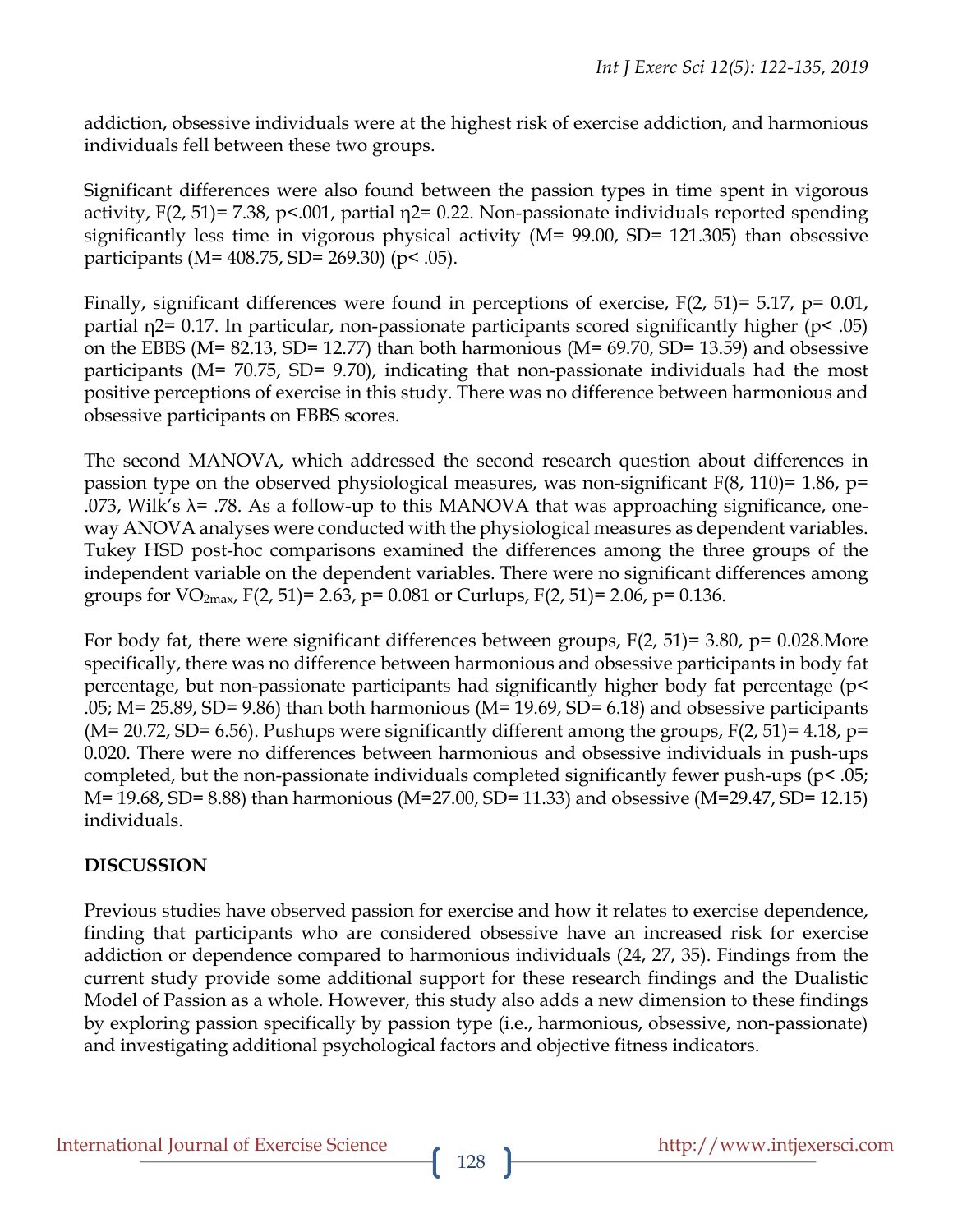addiction, obsessive individuals were at the highest risk of exercise addiction, and harmonious individuals fell between these two groups.

Significant differences were also found between the passion types in time spent in vigorous activity, $F(2, 51) = 7.38$, $p < .001$, partial $\eta^2 = 0.22$. Non-passionate individuals reported spending significantly less time in vigorous physical activity ($M = 99.00$, $SD = 121.305$) than obsessive participants ($M = 408.75$, $SD = 269.30$) ($p < .05$).

Finally, significant differences were found in perceptions of exercise, $F(2, 51) = 5.17$, $p = 0.01$, partial $\eta^2 = 0.17$. In particular, non-passionate participants scored significantly higher ($p < .05$) on the EBBS ($M = 82.13$, $SD = 12.77$) than both harmonious ($M = 69.70$, $SD = 13.59$) and obsessive participants ($M = 70.75$, $SD = 9.70$), indicating that non-passionate individuals had the most positive perceptions of exercise in this study. There was no difference between harmonious and obsessive participants on EBBS scores.

The second MANOVA, which addressed the second research question about differences in passion type on the observed physiological measures, was non-significant $F(8, 110) = 1.86$, $p = .073$, Wilk's $\lambda = .78$. As a follow-up to this MANOVA that was approaching significance, one-way ANOVA analyses were conducted with the physiological measures as dependent variables. Tukey HSD post-hoc comparisons examined the differences among the three groups of the independent variable on the dependent variables. There were no significant differences among groups for $VO_{2max}$, $F(2, 51) = 2.63$, $p = 0.081$ or Curlups, $F(2, 51) = 2.06$, $p = 0.136$.

For body fat, there were significant differences between groups, $F(2, 51) = 3.80$, $p = 0.028$.More specifically, there was no difference between harmonious and obsessive participants in body fat percentage, but non-passionate participants had significantly higher body fat percentage ($p < .05$; $M = 25.89$, $SD = 9.86$) than both harmonious ($M = 19.69$, $SD = 6.18$) and obsessive participants ($M = 20.72$, $SD = 6.56$). Pushups were significantly different among the groups, $F(2, 51) = 4.18$, $p = 0.020$. There were no differences between harmonious and obsessive individuals in push-ups completed, but the non-passionate individuals completed significantly fewer push-ups ($p < .05$; $M = 19.68$, $SD = 8.88$) than harmonious ($M = 27.00$, $SD = 11.33$) and obsessive ($M = 29.47$, $SD = 12.15$) individuals.

## DISCUSSION

Previous studies have observed passion for exercise and how it relates to exercise dependence, finding that participants who are considered obsessive have an increased risk for exercise addiction or dependence compared to harmonious individuals (24, 27, 35). Findings from the current study provide some additional support for these research findings and the Dualistic Model of Passion as a whole. However, this study also adds a new dimension to these findings by exploring passion specifically by passion type (i.e., harmonious, obsessive, non-passionate) and investigating additional psychological factors and objective fitness indicators.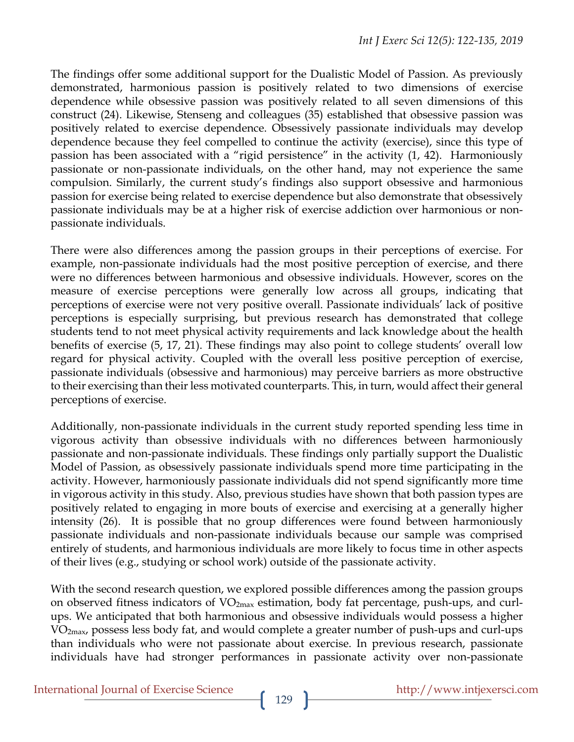The findings offer some additional support for the Dualistic Model of Passion. As previously demonstrated, harmonious passion is positively related to two dimensions of exercise dependence while obsessive passion was positively related to all seven dimensions of this construct (24). Likewise, Stenseng and colleagues (35) established that obsessive passion was positively related to exercise dependence. Obsessively passionate individuals may develop dependence because they feel compelled to continue the activity (exercise), since this type of passion has been associated with a "rigid persistence" in the activity (1, 42). Harmoniously passionate or non-passionate individuals, on the other hand, may not experience the same compulsion. Similarly, the current study's findings also support obsessive and harmonious passion for exercise being related to exercise dependence but also demonstrate that obsessively passionate individuals may be at a higher risk of exercise addiction over harmonious or non-passionate individuals.

There were also differences among the passion groups in their perceptions of exercise. For example, non-passionate individuals had the most positive perception of exercise, and there were no differences between harmonious and obsessive individuals. However, scores on the measure of exercise perceptions were generally low across all groups, indicating that perceptions of exercise were not very positive overall. Passionate individuals' lack of positive perceptions is especially surprising, but previous research has demonstrated that college students tend to not meet physical activity requirements and lack knowledge about the health benefits of exercise (5, 17, 21). These findings may also point to college students' overall low regard for physical activity. Coupled with the overall less positive perception of exercise, passionate individuals (obsessive and harmonious) may perceive barriers as more obstructive to their exercising than their less motivated counterparts. This, in turn, would affect their general perceptions of exercise.

Additionally, non-passionate individuals in the current study reported spending less time in vigorous activity than obsessive individuals with no differences between harmoniously passionate and non-passionate individuals. These findings only partially support the Dualistic Model of Passion, as obsessively passionate individuals spend more time participating in the activity. However, harmoniously passionate individuals did not spend significantly more time in vigorous activity in this study. Also, previous studies have shown that both passion types are positively related to engaging in more bouts of exercise and exercising at a generally higher intensity (26). It is possible that no group differences were found between harmoniously passionate individuals and non-passionate individuals because our sample was comprised entirely of students, and harmonious individuals are more likely to focus time in other aspects of their lives (e.g., studying or school work) outside of the passionate activity.

With the second research question, we explored possible differences among the passion groups on observed fitness indicators of $VO_{2max}$ estimation, body fat percentage, push-ups, and curl-ups. We anticipated that both harmonious and obsessive individuals would possess a higher $VO_{2max}$, possess less body fat, and would complete a greater number of push-ups and curl-ups than individuals who were not passionate about exercise. In previous research, passionate individuals have had stronger performances in passionate activity over non-passionate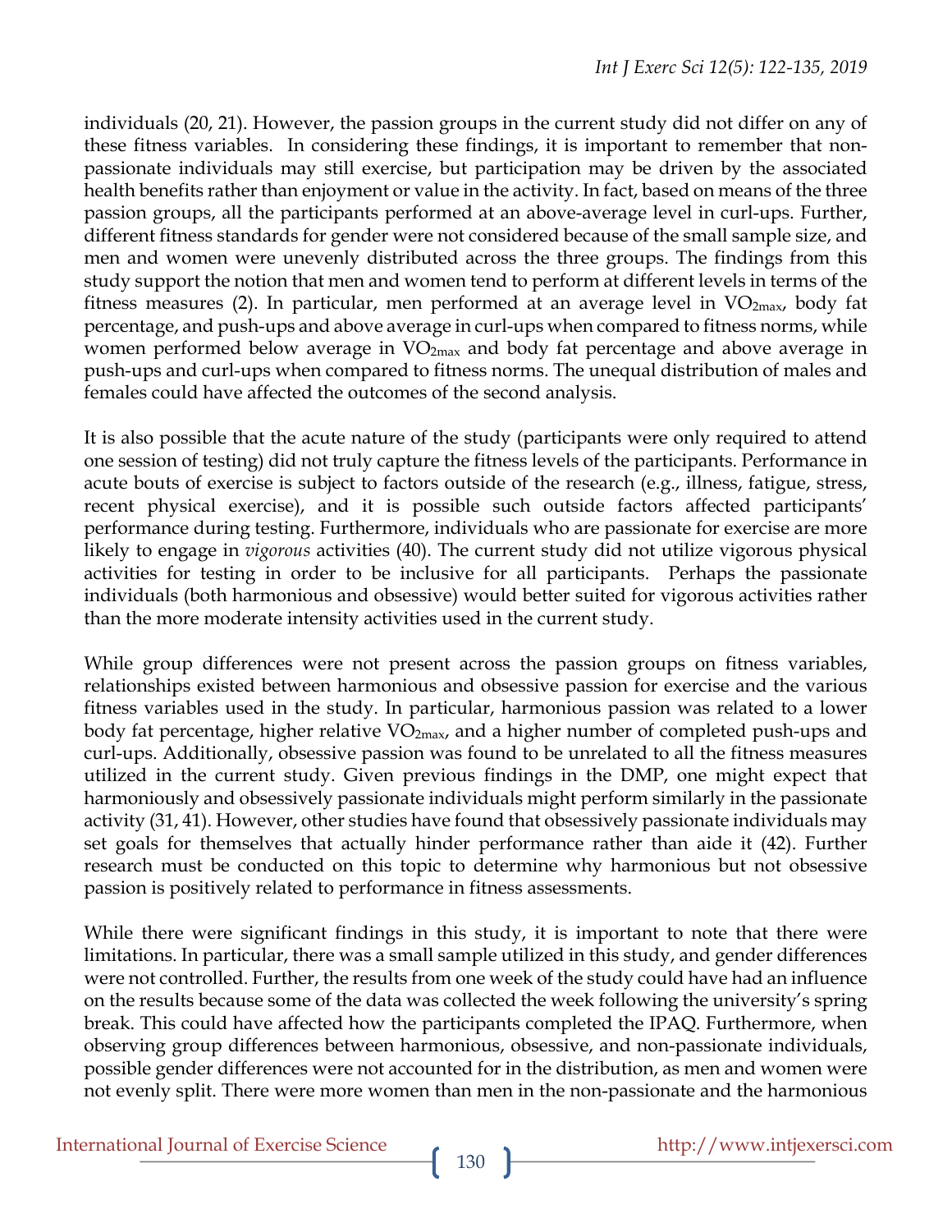individuals (20, 21). However, the passion groups in the current study did not differ on any of these fitness variables. In considering these findings, it is important to remember that non-passionate individuals may still exercise, but participation may be driven by the associated health benefits rather than enjoyment or value in the activity. In fact, based on means of the three passion groups, all the participants performed at an above-average level in curl-ups. Further, different fitness standards for gender were not considered because of the small sample size, and men and women were unevenly distributed across the three groups. The findings from this study support the notion that men and women tend to perform at different levels in terms of the fitness measures (2). In particular, men performed at an average level in $VO_{2max}$, body fat percentage, and push-ups and above average in curl-ups when compared to fitness norms, while women performed below average in $VO_{2max}$ and body fat percentage and above average in push-ups and curl-ups when compared to fitness norms. The unequal distribution of males and females could have affected the outcomes of the second analysis.

It is also possible that the acute nature of the study (participants were only required to attend one session of testing) did not truly capture the fitness levels of the participants. Performance in acute bouts of exercise is subject to factors outside of the research (e.g., illness, fatigue, stress, recent physical exercise), and it is possible such outside factors affected participants' performance during testing. Furthermore, individuals who are passionate for exercise are more likely to engage in *vigorous* activities (40). The current study did not utilize vigorous physical activities for testing in order to be inclusive for all participants. Perhaps the passionate individuals (both harmonious and obsessive) would better suited for vigorous activities rather than the more moderate intensity activities used in the current study.

While group differences were not present across the passion groups on fitness variables, relationships existed between harmonious and obsessive passion for exercise and the various fitness variables used in the study. In particular, harmonious passion was related to a lower body fat percentage, higher relative $VO_{2max}$, and a higher number of completed push-ups and curl-ups. Additionally, obsessive passion was found to be unrelated to all the fitness measures utilized in the current study. Given previous findings in the DMP, one might expect that harmoniously and obsessively passionate individuals might perform similarly in the passionate activity (31, 41). However, other studies have found that obsessively passionate individuals may set goals for themselves that actually hinder performance rather than aide it (42). Further research must be conducted on this topic to determine why harmonious but not obsessive passion is positively related to performance in fitness assessments.

While there were significant findings in this study, it is important to note that there were limitations. In particular, there was a small sample utilized in this study, and gender differences were not controlled. Further, the results from one week of the study could have had an influence on the results because some of the data was collected the week following the university's spring break. This could have affected how the participants completed the IPAQ. Furthermore, when observing group differences between harmonious, obsessive, and non-passionate individuals, possible gender differences were not accounted for in the distribution, as men and women were not evenly split. There were more women than men in the non-passionate and the harmonious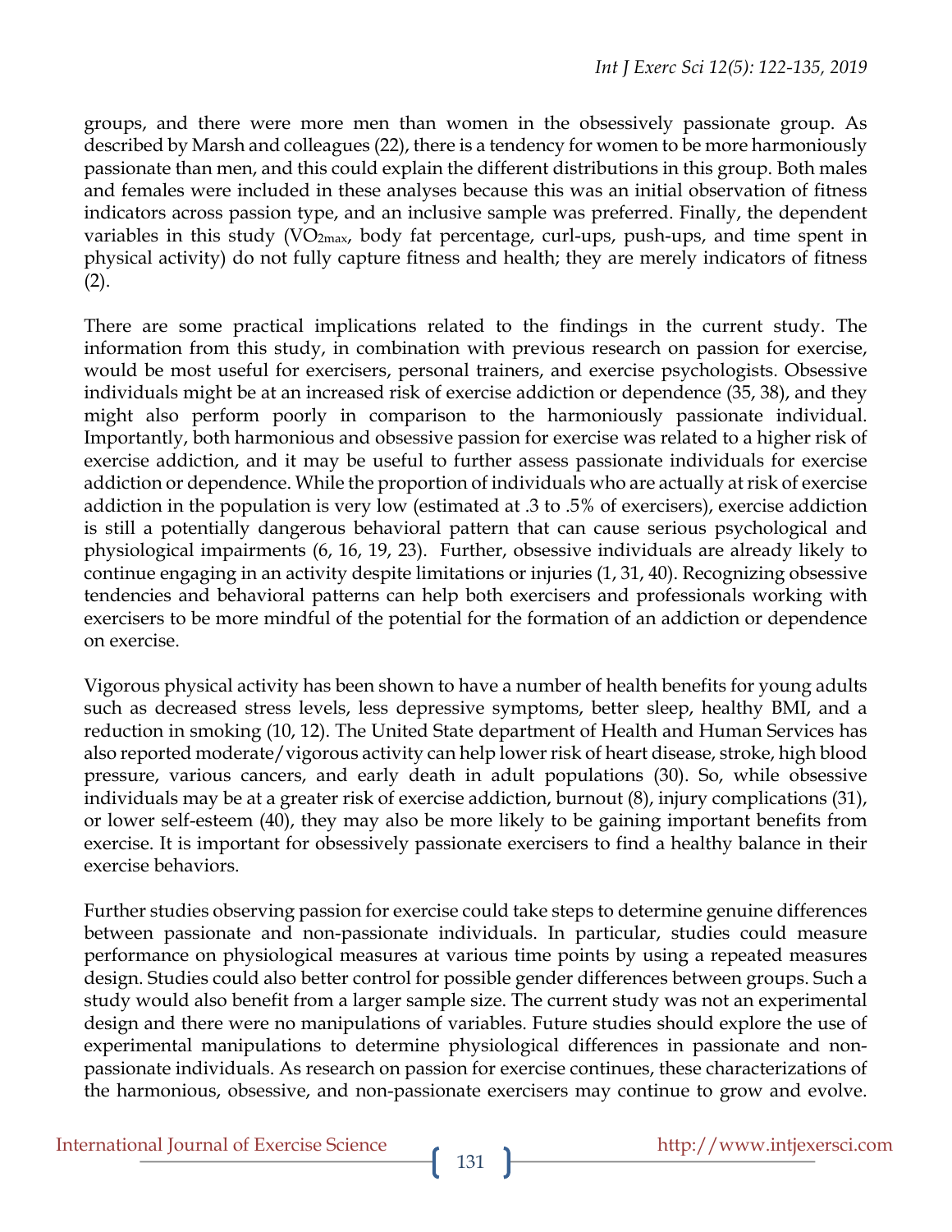groups, and there were more men than women in the obsessively passionate group. As described by Marsh and colleagues (22), there is a tendency for women to be more harmoniously passionate than men, and this could explain the different distributions in this group. Both males and females were included in these analyses because this was an initial observation of fitness indicators across passion type, and an inclusive sample was preferred. Finally, the dependent variables in this study ($VO_{2max}$, body fat percentage, curl-ups, push-ups, and time spent in physical activity) do not fully capture fitness and health; they are merely indicators of fitness (2).

There are some practical implications related to the findings in the current study. The information from this study, in combination with previous research on passion for exercise, would be most useful for exercisers, personal trainers, and exercise psychologists. Obsessive individuals might be at an increased risk of exercise addiction or dependence (35, 38), and they might also perform poorly in comparison to the harmoniously passionate individual. Importantly, both harmonious and obsessive passion for exercise was related to a higher risk of exercise addiction, and it may be useful to further assess passionate individuals for exercise addiction or dependence. While the proportion of individuals who are actually at risk of exercise addiction in the population is very low (estimated at .3 to .5% of exercisers), exercise addiction is still a potentially dangerous behavioral pattern that can cause serious psychological and physiological impairments (6, 16, 19, 23). Further, obsessive individuals are already likely to continue engaging in an activity despite limitations or injuries (1, 31, 40). Recognizing obsessive tendencies and behavioral patterns can help both exercisers and professionals working with exercisers to be more mindful of the potential for the formation of an addiction or dependence on exercise.

Vigorous physical activity has been shown to have a number of health benefits for young adults such as decreased stress levels, less depressive symptoms, better sleep, healthy BMI, and a reduction in smoking (10, 12). The United State department of Health and Human Services has also reported moderate/vigorous activity can help lower risk of heart disease, stroke, high blood pressure, various cancers, and early death in adult populations (30). So, while obsessive individuals may be at a greater risk of exercise addiction, burnout (8), injury complications (31), or lower self-esteem (40), they may also be more likely to be gaining important benefits from exercise. It is important for obsessively passionate exercisers to find a healthy balance in their exercise behaviors.

Further studies observing passion for exercise could take steps to determine genuine differences between passionate and non-passionate individuals. In particular, studies could measure performance on physiological measures at various time points by using a repeated measures design. Studies could also better control for possible gender differences between groups. Such a study would also benefit from a larger sample size. The current study was not an experimental design and there were no manipulations of variables. Future studies should explore the use of experimental manipulations to determine physiological differences in passionate and non-passionate individuals. As research on passion for exercise continues, these characterizations of the harmonious, obsessive, and non-passionate exercisers may continue to grow and evolve.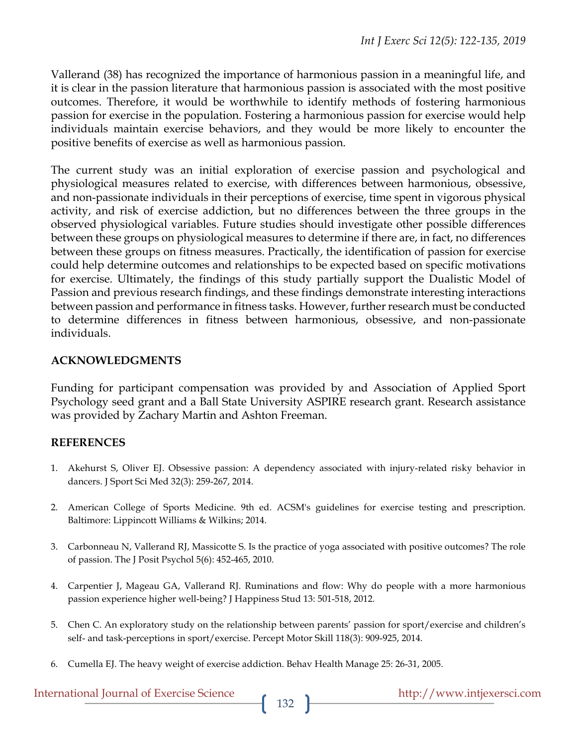Vallerand (38) has recognized the importance of harmonious passion in a meaningful life, and it is clear in the passion literature that harmonious passion is associated with the most positive outcomes. Therefore, it would be worthwhile to identify methods of fostering harmonious passion for exercise in the population. Fostering a harmonious passion for exercise would help individuals maintain exercise behaviors, and they would be more likely to encounter the positive benefits of exercise as well as harmonious passion.

The current study was an initial exploration of exercise passion and psychological and physiological measures related to exercise, with differences between harmonious, obsessive, and non-passionate individuals in their perceptions of exercise, time spent in vigorous physical activity, and risk of exercise addiction, but no differences between the three groups in the observed physiological variables. Future studies should investigate other possible differences between these groups on physiological measures to determine if there are, in fact, no differences between these groups on fitness measures. Practically, the identification of passion for exercise could help determine outcomes and relationships to be expected based on specific motivations for exercise. Ultimately, the findings of this study partially support the Dualistic Model of Passion and previous research findings, and these findings demonstrate interesting interactions between passion and performance in fitness tasks. However, further research must be conducted to determine differences in fitness between harmonious, obsessive, and non-passionate individuals.

## ACKNOWLEDGMENTS

Funding for participant compensation was provided by and Association of Applied Sport Psychology seed grant and a Ball State University ASPIRE research grant. Research assistance was provided by Zachary Martin and Ashton Freeman.

## REFERENCES

1. Akehurst S, Oliver EJ. Obsessive passion: A dependency associated with injury-related risky behavior in dancers. J Sport Sci Med 32(3): 259-267, 2014.

2. American College of Sports Medicine. 9th ed. ACSM's guidelines for exercise testing and prescription. Baltimore: Lippincott Williams & Wilkins; 2014.

3. Carbonneau N, Vallerand RJ, Massicotte S. Is the practice of yoga associated with positive outcomes? The role of passion. The J Posit Psychol 5(6): 452-465, 2010.

4. Carpentier J, Mageau GA, Vallerand RJ. Ruminations and flow: Why do people with a more harmonious passion experience higher well-being? J Happiness Stud 13: 501-518, 2012.

5. Chen C. An exploratory study on the relationship between parents' passion for sport/exercise and children's self- and task-perceptions in sport/exercise. Percept Motor Skill 118(3): 909-925, 2014.

6. Cumella EJ. The heavy weight of exercise addiction. Behav Health Manage 25: 26-31, 2005.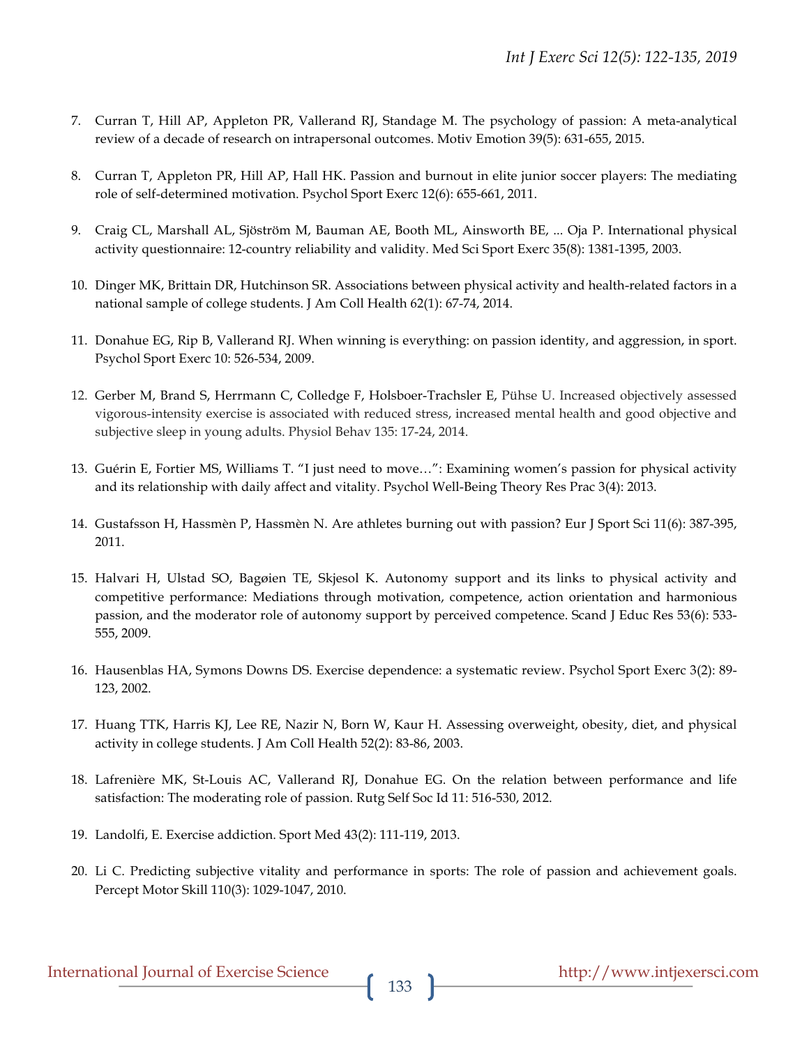7. Curran T, Hill AP, Appleton PR, Vallerand RJ, Standage M. The psychology of passion: A meta-analytical review of a decade of research on intrapersonal outcomes. Motiv Emotion 39(5): 631-655, 2015.

8. Curran T, Appleton PR, Hill AP, Hall HK. Passion and burnout in elite junior soccer players: The mediating role of self-determined motivation. Psychol Sport Exerc 12(6): 655-661, 2011.

9. Craig CL, Marshall AL, Sjöström M, Bauman AE, Booth ML, Ainsworth BE, ... Oja P. International physical activity questionnaire: 12-country reliability and validity. Med Sci Sport Exerc 35(8): 1381-1395, 2003.

10. Dinger MK, Brittain DR, Hutchinson SR. Associations between physical activity and health-related factors in a national sample of college students. J Am Coll Health 62(1): 67-74, 2014.

11. Donahue EG, Rip B, Vallerand RJ. When winning is everything: on passion identity, and aggression, in sport. Psychol Sport Exerc 10: 526-534, 2009.

12. Gerber M, Brand S, Herrmann C, Colledge F, Holsboer-Trachsler E, Pühse U. Increased objectively assessed vigorous-intensity exercise is associated with reduced stress, increased mental health and good objective and subjective sleep in young adults. Physiol Behav 135: 17-24, 2014.

13. Guérin E, Fortier MS, Williams T. "I just need to move…": Examining women's passion for physical activity and its relationship with daily affect and vitality. Psychol Well-Being Theory Res Prac 3(4): 2013.

14. Gustafsson H, Hassmèn P, Hassmèn N. Are athletes burning out with passion? Eur J Sport Sci 11(6): 387-395, 2011.

15. Halvari H, Ulstad SO, Bagøien TE, Skjesol K. Autonomy support and its links to physical activity and competitive performance: Mediations through motivation, competence, action orientation and harmonious passion, and the moderator role of autonomy support by perceived competence. Scand J Educ Res 53(6): 533-555, 2009.

16. Hausenblas HA, Symons Downs DS. Exercise dependence: a systematic review. Psychol Sport Exerc 3(2): 89-123, 2002.

17. Huang TTK, Harris KJ, Lee RE, Nazir N, Born W, Kaur H. Assessing overweight, obesity, diet, and physical activity in college students. J Am Coll Health 52(2): 83-86, 2003.

18. Lafrenière MK, St-Louis AC, Vallerand RJ, Donahue EG. On the relation between performance and life satisfaction: The moderating role of passion. Rutg Self Soc Id 11: 516-530, 2012.

19. Landolfi, E. Exercise addiction. Sport Med 43(2): 111-119, 2013.

20. Li C. Predicting subjective vitality and performance in sports: The role of passion and achievement goals. Percept Motor Skill 110(3): 1029-1047, 2010.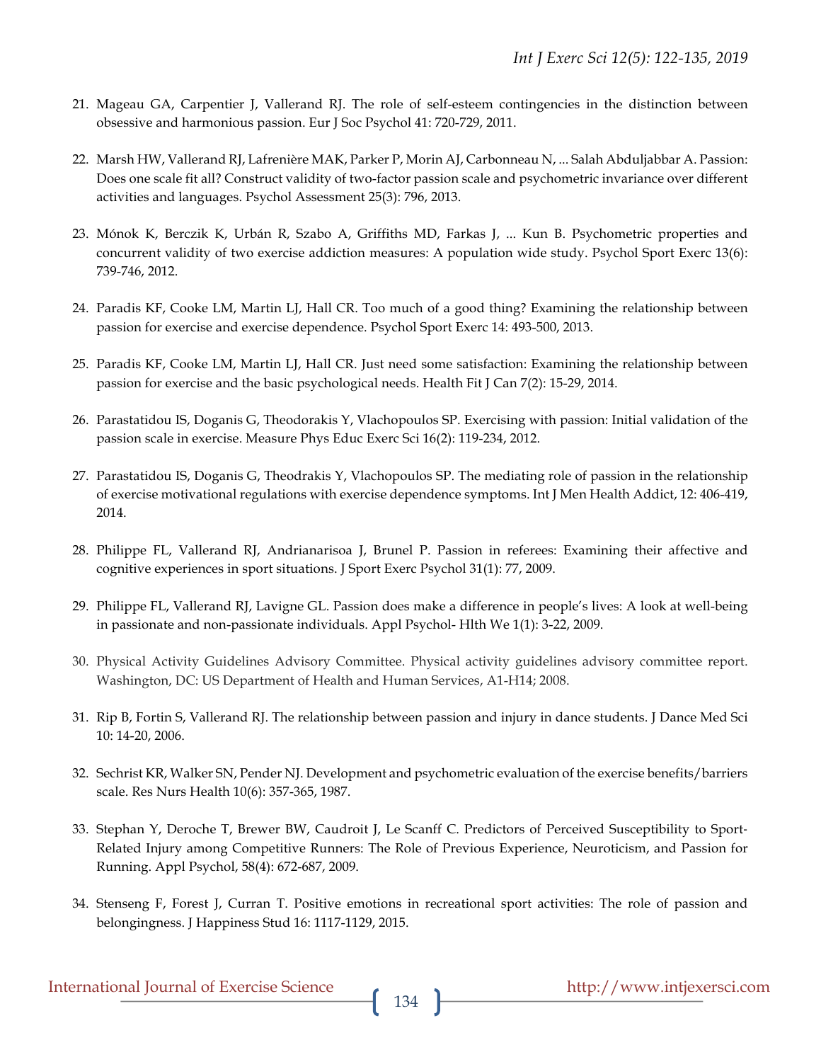21. Mageau GA, Carpentier J, Vallerand RJ. The role of self-esteem contingencies in the distinction between obsessive and harmonious passion. Eur J Soc Psychol 41: 720-729, 2011.

22. Marsh HW, Vallerand RJ, Lafrenière MAK, Parker P, Morin AJ, Carbonneau N, ... Salah Abduljabbar A. Passion: Does one scale fit all? Construct validity of two-factor passion scale and psychometric invariance over different activities and languages. Psychol Assessment 25(3): 796, 2013.

23. Mónok K, Berczik K, Urbán R, Szabo A, Griffiths MD, Farkas J, ... Kun B. Psychometric properties and concurrent validity of two exercise addiction measures: A population wide study. Psychol Sport Exerc 13(6): 739-746, 2012.

24. Paradis KF, Cooke LM, Martin LJ, Hall CR. Too much of a good thing? Examining the relationship between passion for exercise and exercise dependence. Psychol Sport Exerc 14: 493-500, 2013.

25. Paradis KF, Cooke LM, Martin LJ, Hall CR. Just need some satisfaction: Examining the relationship between passion for exercise and the basic psychological needs. Health Fit J Can 7(2): 15-29, 2014.

26. Parastatidou IS, Doganis G, Theodorakis Y, Vlachopoulos SP. Exercising with passion: Initial validation of the passion scale in exercise. Measure Phys Educ Exerc Sci 16(2): 119-234, 2012.

27. Parastatidou IS, Doganis G, Theodrakis Y, Vlachopoulos SP. The mediating role of passion in the relationship of exercise motivational regulations with exercise dependence symptoms. Int J Men Health Addict, 12: 406-419, 2014.

28. Philippe FL, Vallerand RJ, Andrianarisoa J, Brunel P. Passion in referees: Examining their affective and cognitive experiences in sport situations. J Sport Exerc Psychol 31(1): 77, 2009.

29. Philippe FL, Vallerand RJ, Lavigne GL. Passion does make a difference in people's lives: A look at well-being in passionate and non-passionate individuals. Appl Psychol- Hlth We 1(1): 3-22, 2009.

30. Physical Activity Guidelines Advisory Committee. Physical activity guidelines advisory committee report. Washington, DC: US Department of Health and Human Services, A1-H14; 2008.

31. Rip B, Fortin S, Vallerand RJ. The relationship between passion and injury in dance students. J Dance Med Sci 10: 14-20, 2006.

32. Sechrist KR, Walker SN, Pender NJ. Development and psychometric evaluation of the exercise benefits/barriers scale. Res Nurs Health 10(6): 357-365, 1987.

33. Stephan Y, Deroche T, Brewer BW, Caudroit J, Le Scanff C. Predictors of Perceived Susceptibility to Sport-Related Injury among Competitive Runners: The Role of Previous Experience, Neuroticism, and Passion for Running. Appl Psychol, 58(4): 672-687, 2009.

34. Stenseng F, Forest J, Curran T. Positive emotions in recreational sport activities: The role of passion and belongingness. J Happiness Stud 16: 1117-1129, 2015.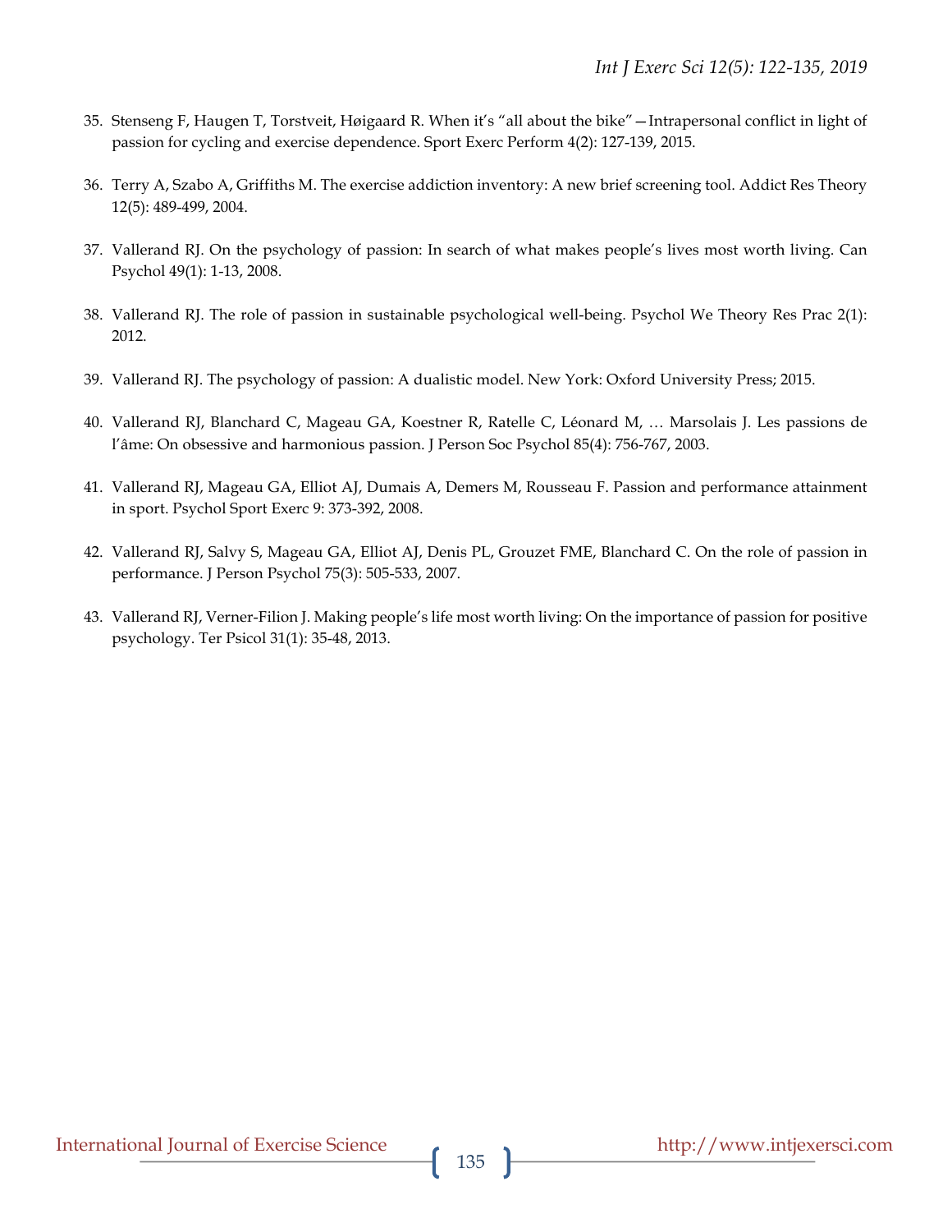35. Stenseng F, Haugen T, Torstveit, Høigaard R. When it's "all about the bike"—Intrapersonal conflict in light of passion for cycling and exercise dependence. Sport Exerc Perform 4(2): 127-139, 2015.

36. Terry A, Szabo A, Griffiths M. The exercise addiction inventory: A new brief screening tool. Addict Res Theory 12(5): 489-499, 2004.

37. Vallerand RJ. On the psychology of passion: In search of what makes people's lives most worth living. Can Psychol 49(1): 1-13, 2008.

38. Vallerand RJ. The role of passion in sustainable psychological well-being. Psychol We Theory Res Prac 2(1): 2012.

39. Vallerand RJ. The psychology of passion: A dualistic model. New York: Oxford University Press; 2015.

40. Vallerand RJ, Blanchard C, Mageau GA, Koestner R, Ratelle C, Léonard M, … Marsolais J. Les passions de l'âme: On obsessive and harmonious passion. J Person Soc Psychol 85(4): 756-767, 2003.

41. Vallerand RJ, Mageau GA, Elliot AJ, Dumais A, Demers M, Rousseau F. Passion and performance attainment in sport. Psychol Sport Exerc 9: 373-392, 2008.

42. Vallerand RJ, Salvy S, Mageau GA, Elliot AJ, Denis PL, Grouzet FME, Blanchard C. On the role of passion in performance. J Person Psychol 75(3): 505-533, 2007.

43. Vallerand RJ, Verner-Filion J. Making people's life most worth living: On the importance of passion for positive psychology. Ter Psicol 31(1): 35-48, 2013.